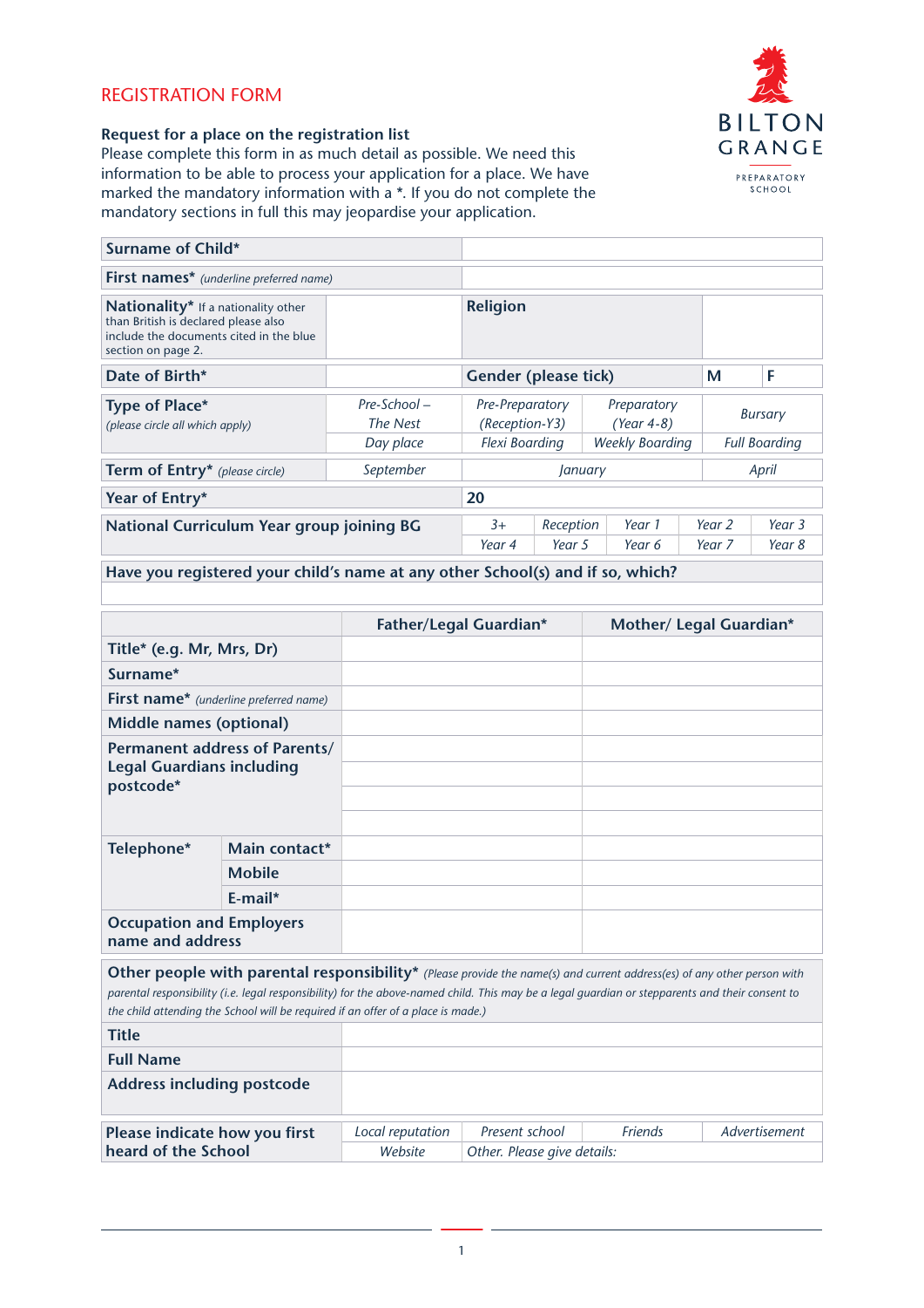# REGISTRATION FORM

BILTON GRANGE
PREPARATORY SCHOOL

**Request for a place on the registration list**
Please complete this form in as much detail as possible. We need this information to be able to process your application for a place. We have marked the mandatory information with a *. If you do not complete the mandatory sections in full this may jeopardise your application.

| | | | | | |
|---|---|---|---|---|---|
| **Surname of Child*** | | | | | |
| **First names*** *(underline preferred name)* | | | | | |
| **Nationality*** If a nationality other than British is declared please also include the documents cited in the blue section on page 2. | | **Religion** | | | |
| **Date of Birth*** | | **Gender (please tick)** | | M | F |
| **Type of Place*** *(please circle all which apply)* | *Pre-School – The Nest* | *Pre-Preparatory (Reception-Y3)* | *Preparatory (Year 4-8)* | *Bursary* | |
| | *Day place* | *Flexi Boarding* | *Weekly Boarding* | *Full Boarding* | |
| **Term of Entry*** *(please circle)* | *September* | *January* | | *April* | |
| **Year of Entry*** | | **20** | | | |

| | | | | | |
|---|---|---|---|---|---|
| **National Curriculum Year group joining BG** | *3+* | *Reception* | *Year 1* | *Year 2* | *Year 3* |
| | *Year 4* | *Year 5* | *Year 6* | *Year 7* | *Year 8* |

**Have you registered your child's name at any other School(s) and if so, which?**

| | | Father/Legal Guardian* | Mother/ Legal Guardian* |
|---|---|---|---|
| **Title*** (e.g. Mr, Mrs, Dr) | | | |
| **Surname*** | | | |
| **First name*** *(underline preferred name)* | | | |
| **Middle names (optional)** | | | |
| **Permanent address of Parents/ Legal Guardians including postcode*** | | | |
| **Telephone*** | **Main contact*** | | |
| | **Mobile** | | |
| | **E-mail*** | | |
| **Occupation and Employers name and address** | | | |

**Other people with parental responsibility*** *(Please provide the name(s) and current address(es) of any other person with parental responsibility (i.e. legal responsibility) for the above-named child. This may be a legal guardian or stepparents and their consent to the child attending the School will be required if an offer of a place is made.)*

| | |
|---|---|
| **Title** | |
| **Full Name** | |
| **Address including postcode** | |

| | | | | |
|---|---|---|---|---|
| **Please indicate how you first heard of the School** | *Local reputation* | *Present school* | *Friends* | *Advertisement* |
| | *Website* | *Other. Please give details:* | | |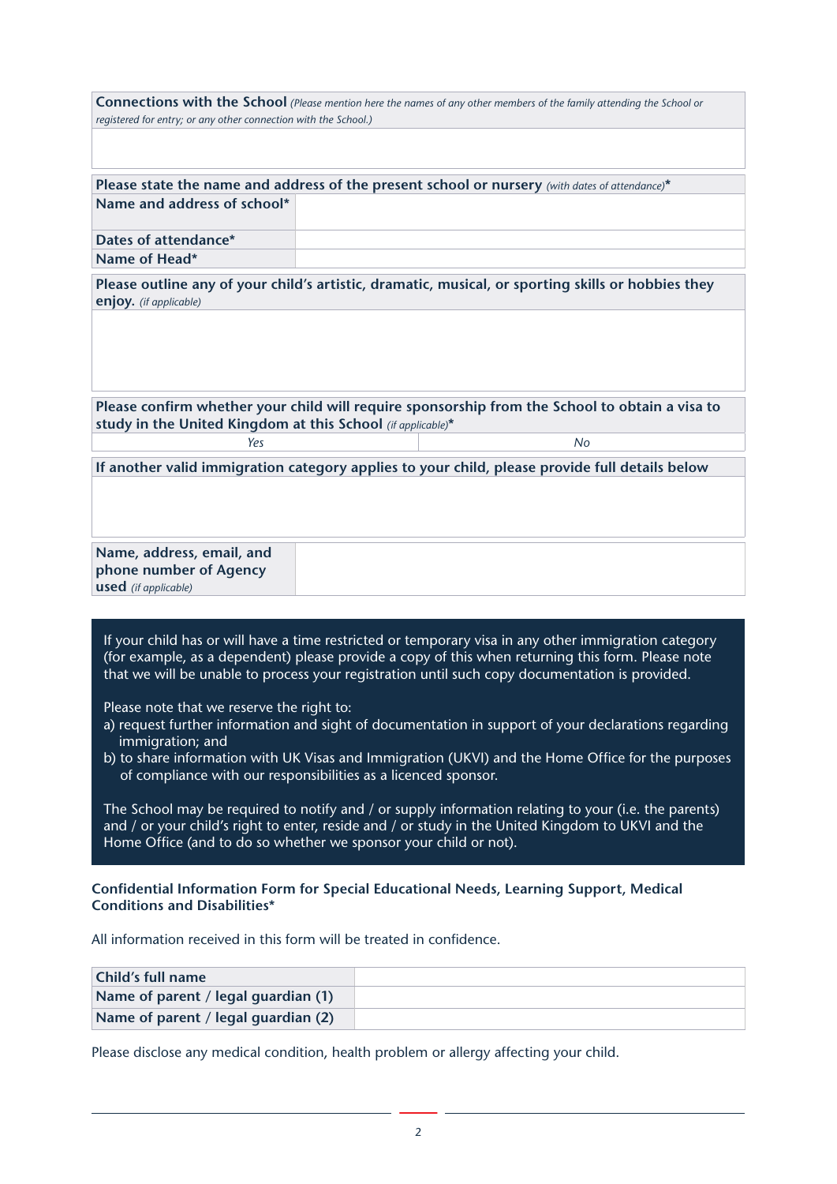| **Connections with the School** *(Please mention here the names of any other members of the family attending the School or registered for entry; or any other connection with the School.)* |
|---|
| |

| **Please state the name and address of the present school or nursery** *(with dates of attendance)** | |
|---|---|
| **Name and address of school*** | |
| **Dates of attendance*** | |
| **Name of Head*** | |

| **Please outline any of your child's artistic, dramatic, musical, or sporting skills or hobbies they enjoy.** *(if applicable)* |
|---|
| |

| **Please confirm whether your child will require sponsorship from the School to obtain a visa to study in the United Kingdom at this School** *(if applicable)** | |
|---|---|
| *Yes* | *No* |

| **If another valid immigration category applies to your child, please provide full details below** |
|---|
| |

| **Name, address, email, and phone number of Agency used** *(if applicable)* | |
|---|---|

If your child has or will have a time restricted or temporary visa in any other immigration category (for example, as a dependent) please provide a copy of this when returning this form. Please note that we will be unable to process your registration until such copy documentation is provided.

Please note that we reserve the right to:

a) request further information and sight of documentation in support of your declarations regarding immigration; and

b) to share information with UK Visas and Immigration (UKVI) and the Home Office for the purposes of compliance with our responsibilities as a licenced sponsor.

The School may be required to notify and / or supply information relating to your (i.e. the parents) and / or your child's right to enter, reside and / or study in the United Kingdom to UKVI and the Home Office (and to do so whether we sponsor your child or not).

**Confidential Information Form for Special Educational Needs, Learning Support, Medical Conditions and Disabilities***

All information received in this form will be treated in confidence.

| **Child's full name** | |
|---|---|
| **Name of parent / legal guardian (1)** | |
| **Name of parent / legal guardian (2)** | |

Please disclose any medical condition, health problem or allergy affecting your child.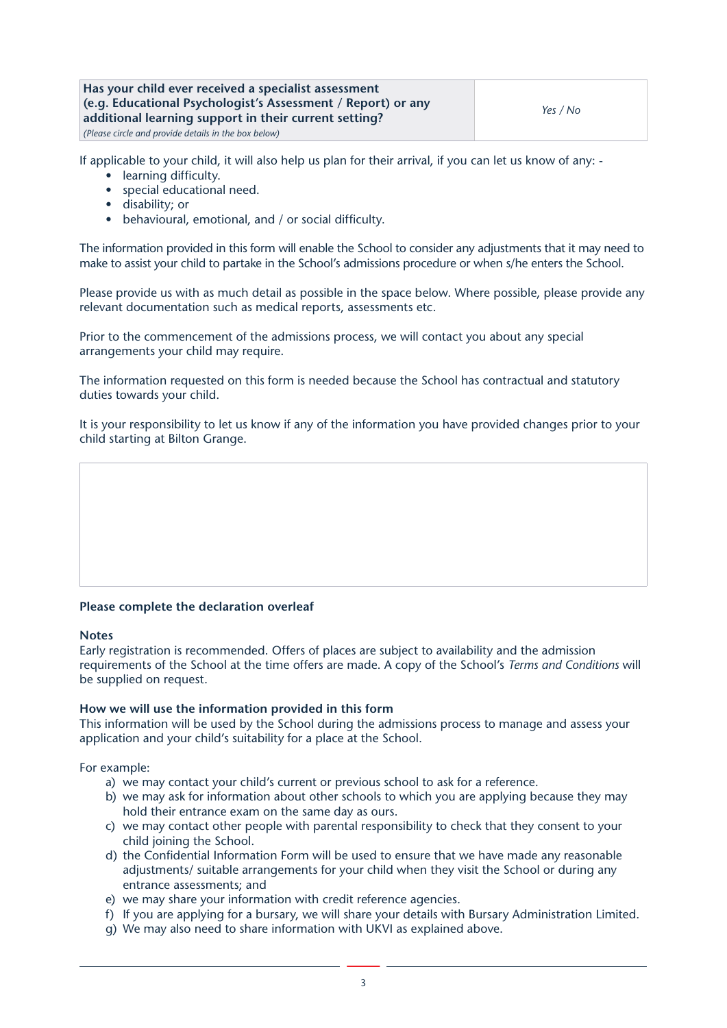| **Has your child ever received a specialist assessment (e.g. Educational Psychologist's Assessment / Report) or any additional learning support in their current setting?** *(Please circle and provide details in the box below)* | *Yes / No* |
|---|---|

If applicable to your child, it will also help us plan for their arrival, if you can let us know of any: -

- learning difficulty.
- special educational need.
- disability; or
- behavioural, emotional, and / or social difficulty.

The information provided in this form will enable the School to consider any adjustments that it may need to make to assist your child to partake in the School's admissions procedure or when s/he enters the School.

Please provide us with as much detail as possible in the space below. Where possible, please provide any relevant documentation such as medical reports, assessments etc.

Prior to the commencement of the admissions process, we will contact you about any special arrangements your child may require.

The information requested on this form is needed because the School has contractual and statutory duties towards your child.

It is your responsibility to let us know if any of the information you have provided changes prior to your child starting at Bilton Grange.

| |
|---|
| |

**Please complete the declaration overleaf**

**Notes**

Early registration is recommended. Offers of places are subject to availability and the admission requirements of the School at the time offers are made. A copy of the School's *Terms and Conditions* will be supplied on request.

**How we will use the information provided in this form**

This information will be used by the School during the admissions process to manage and assess your application and your child's suitability for a place at the School.

For example:

a) we may contact your child's current or previous school to ask for a reference.
b) we may ask for information about other schools to which you are applying because they may hold their entrance exam on the same day as ours.
c) we may contact other people with parental responsibility to check that they consent to your child joining the School.
d) the Confidential Information Form will be used to ensure that we have made any reasonable adjustments/ suitable arrangements for your child when they visit the School or during any entrance assessments; and
e) we may share your information with credit reference agencies.
f) If you are applying for a bursary, we will share your details with Bursary Administration Limited.
g) We may also need to share information with UKVI as explained above.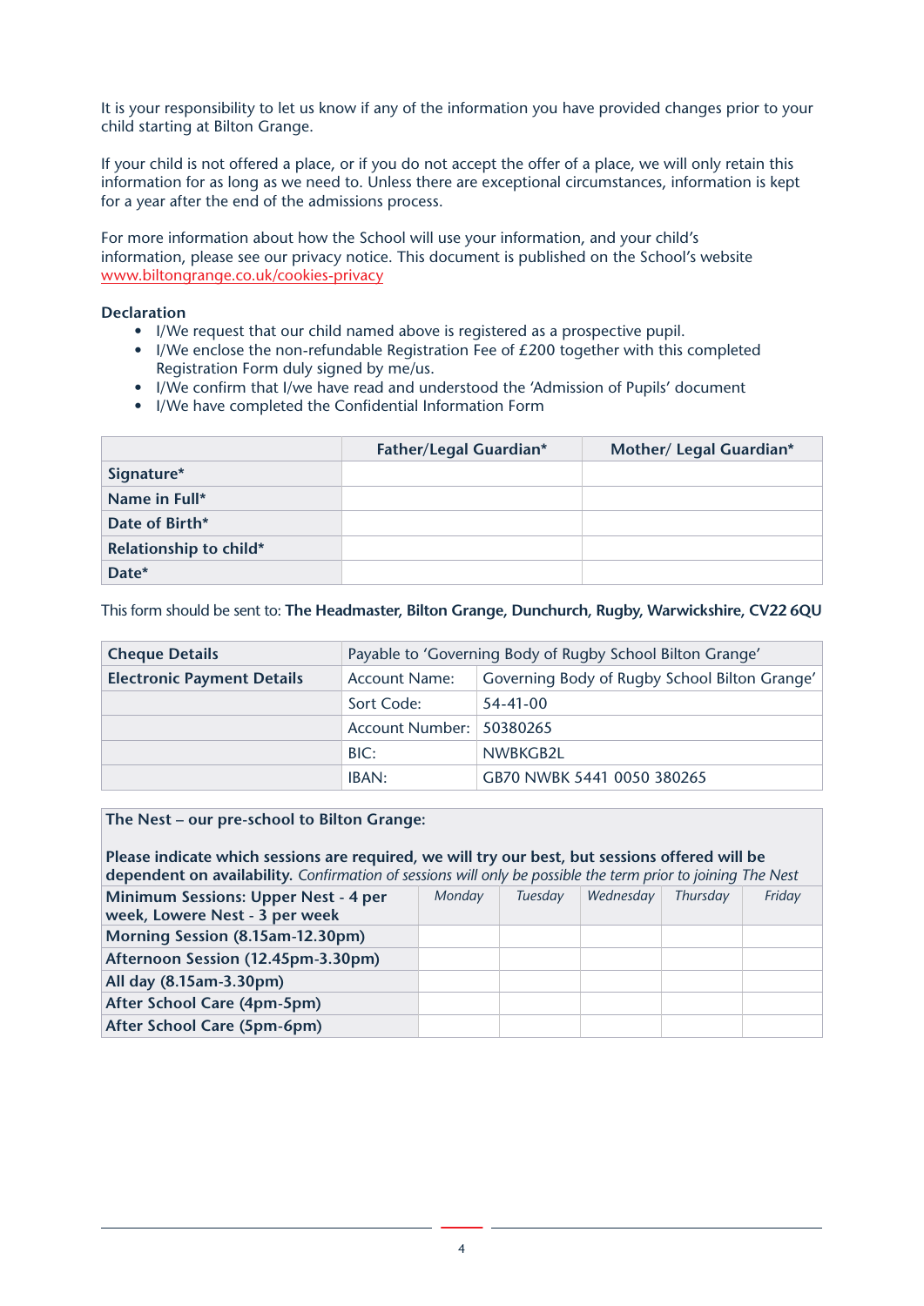It is your responsibility to let us know if any of the information you have provided changes prior to your child starting at Bilton Grange.

If your child is not offered a place, or if you do not accept the offer of a place, we will only retain this information for as long as we need to. Unless there are exceptional circumstances, information is kept for a year after the end of the admissions process.

For more information about how the School will use your information, and your child's information, please see our privacy notice. This document is published on the School's website www.biltongrange.co.uk/cookies-privacy

**Declaration**

- I/We request that our child named above is registered as a prospective pupil.
- I/We enclose the non-refundable Registration Fee of £200 together with this completed Registration Form duly signed by me/us.
- I/We confirm that I/we have read and understood the 'Admission of Pupils' document
- I/We have completed the Confidential Information Form

| | **Father/Legal Guardian*** | **Mother/ Legal Guardian*** |
|---|---|---|
| **Signature*** | | |
| **Name in Full*** | | |
| **Date of Birth*** | | |
| **Relationship to child*** | | |
| **Date*** | | |

This form should be sent to: **The Headmaster, Bilton Grange, Dunchurch, Rugby, Warwickshire, CV22 6QU**

| | | |
|---|---|---|
| **Cheque Details** | Payable to 'Governing Body of Rugby School Bilton Grange' | |
| **Electronic Payment Details** | Account Name: | Governing Body of Rugby School Bilton Grange' |
| | Sort Code: | 54-41-00 |
| | Account Number: | 50380265 |
| | BIC: | NWBKGB2L |
| | IBAN: | GB70 NWBK 5441 0050 380265 |

**The Nest – our pre-school to Bilton Grange:**

**Please indicate which sessions are required, we will try our best, but sessions offered will be dependent on availability.** *Confirmation of sessions will only be possible the term prior to joining The Nest*

| **Minimum Sessions: Upper Nest - 4 per week, Lowere Nest - 3 per week** | *Monday* | *Tuesday* | *Wednesday* | *Thursday* | *Friday* |
|---|---|---|---|---|---|
| **Morning Session (8.15am-12.30pm)** | | | | | |
| **Afternoon Session (12.45pm-3.30pm)** | | | | | |
| **All day (8.15am-3.30pm)** | | | | | |
| **After School Care (4pm-5pm)** | | | | | |
| **After School Care (5pm-6pm)** | | | | | |